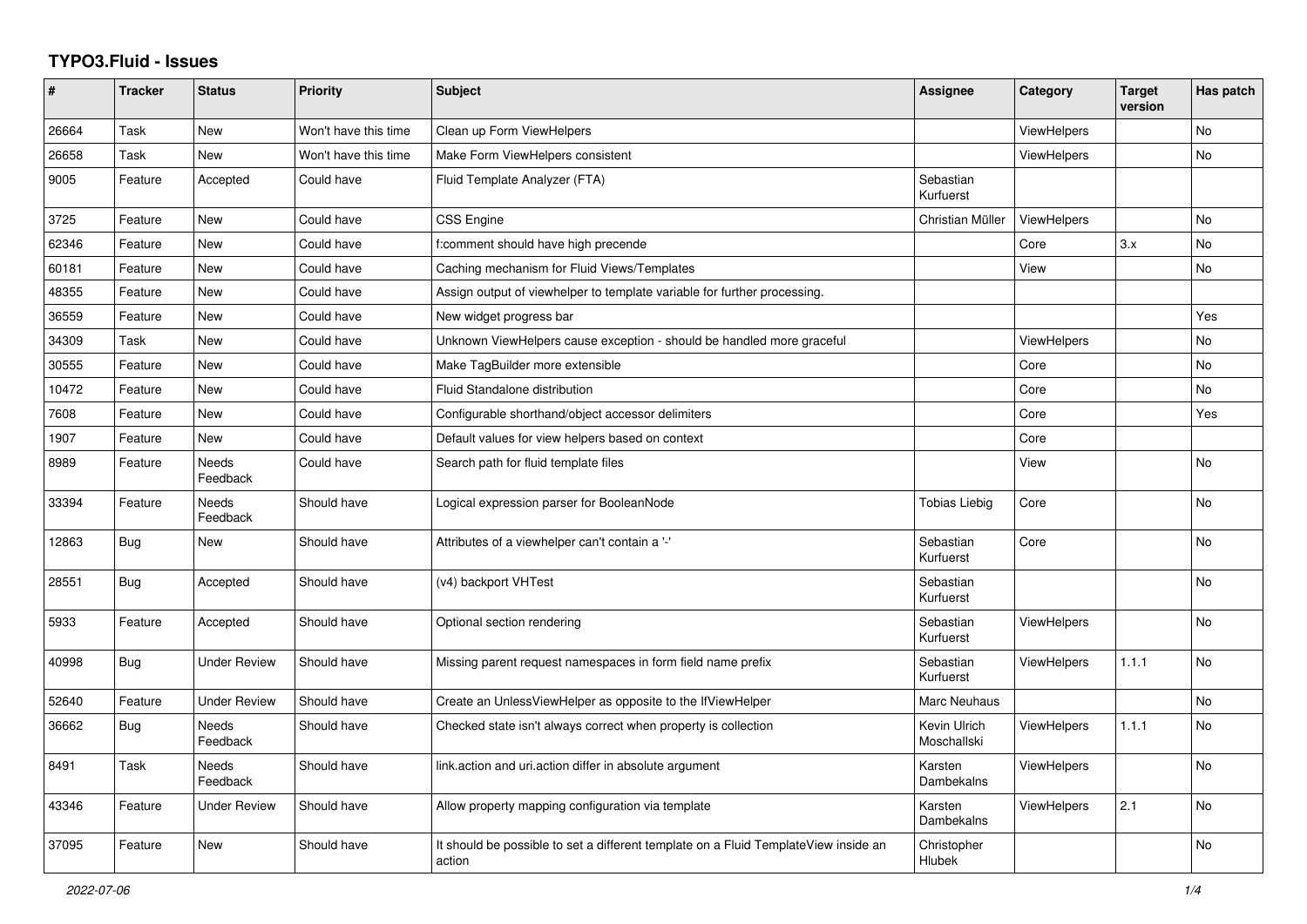# TYPO3.Fluid - Issues

| # | Tracker | Status | Priority | Subject | Assignee | Category | Target version | Has patch |
|---|---|---|---|---|---|---|---|---|
| 26664 | Task | New | Won't have this time | Clean up Form ViewHelpers | | ViewHelpers | | No |
| 26658 | Task | New | Won't have this time | Make Form ViewHelpers consistent | | ViewHelpers | | No |
| 9005 | Feature | Accepted | Could have | Fluid Template Analyzer (FTA) | Sebastian Kurfuerst | | | |
| 3725 | Feature | New | Could have | CSS Engine | Christian Müller | ViewHelpers | | No |
| 62346 | Feature | New | Could have | f:comment should have high precende | | Core | 3.x | No |
| 60181 | Feature | New | Could have | Caching mechanism for Fluid Views/Templates | | View | | No |
| 48355 | Feature | New | Could have | Assign output of viewhelper to template variable for further processing. | | | | |
| 36559 | Feature | New | Could have | New widget progress bar | | | | Yes |
| 34309 | Task | New | Could have | Unknown ViewHelpers cause exception - should be handled more graceful | | ViewHelpers | | No |
| 30555 | Feature | New | Could have | Make TagBuilder more extensible | | Core | | No |
| 10472 | Feature | New | Could have | Fluid Standalone distribution | | Core | | No |
| 7608 | Feature | New | Could have | Configurable shorthand/object accessor delimiters | | Core | | Yes |
| 1907 | Feature | New | Could have | Default values for view helpers based on context | | Core | | |
| 8989 | Feature | Needs Feedback | Could have | Search path for fluid template files | | View | | No |
| 33394 | Feature | Needs Feedback | Should have | Logical expression parser for BooleanNode | Tobias Liebig | Core | | No |
| 12863 | Bug | New | Should have | Attributes of a viewhelper can't contain a '-' | Sebastian Kurfuerst | Core | | No |
| 28551 | Bug | Accepted | Should have | (v4) backport VHTest | Sebastian Kurfuerst | | | No |
| 5933 | Feature | Accepted | Should have | Optional section rendering | Sebastian Kurfuerst | ViewHelpers | | No |
| 40998 | Bug | Under Review | Should have | Missing parent request namespaces in form field name prefix | Sebastian Kurfuerst | ViewHelpers | 1.1.1 | No |
| 52640 | Feature | Under Review | Should have | Create an UnlessViewHelper as opposite to the IfViewHelper | Marc Neuhaus | | | No |
| 36662 | Bug | Needs Feedback | Should have | Checked state isn't always correct when property is collection | Kevin Ulrich Moschallski | ViewHelpers | 1.1.1 | No |
| 8491 | Task | Needs Feedback | Should have | link.action and uri.action differ in absolute argument | Karsten Dambekalns | ViewHelpers | | No |
| 43346 | Feature | Under Review | Should have | Allow property mapping configuration via template | Karsten Dambekalns | ViewHelpers | 2.1 | No |
| 37095 | Feature | New | Should have | It should be possible to set a different template on a Fluid TemplateView inside an action | Christopher Hlubek | | | No |

*2022-07-06*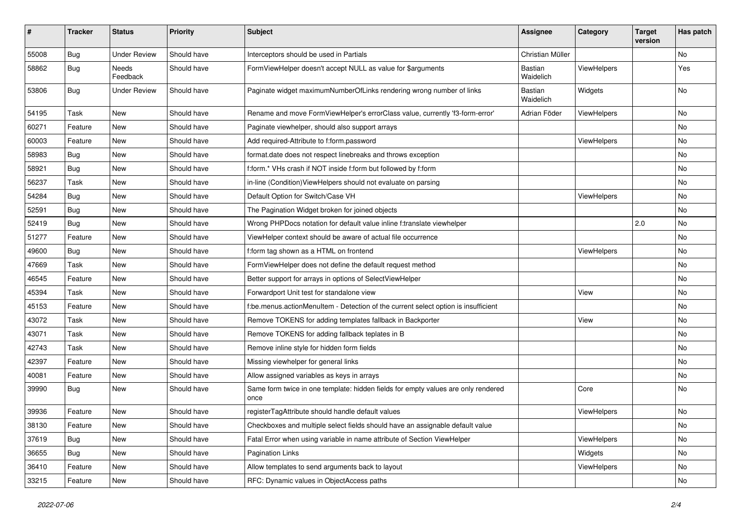| # | Tracker | Status | Priority | Subject | Assignee | Category | Target version | Has patch |
|---|---|---|---|---|---|---|---|---|
| 55008 | Bug | Under Review | Should have | Interceptors should be used in Partials | Christian Müller | | | No |
| 58862 | Bug | Needs Feedback | Should have | FormViewHelper doesn't accept NULL as value for $arguments | Bastian Waidelich | ViewHelpers | | Yes |
| 53806 | Bug | Under Review | Should have | Paginate widget maximumNumberOfLinks rendering wrong number of links | Bastian Waidelich | Widgets | | No |
| 54195 | Task | New | Should have | Rename and move FormViewHelper's errorClass value, currently 'f3-form-error' | Adrian Föder | ViewHelpers | | No |
| 60271 | Feature | New | Should have | Paginate viewhelper, should also support arrays | | | | No |
| 60003 | Feature | New | Should have | Add required-Attribute to f:form.password | | ViewHelpers | | No |
| 58983 | Bug | New | Should have | format.date does not respect linebreaks and throws exception | | | | No |
| 58921 | Bug | New | Should have | f:form.* VHs crash if NOT inside f:form but followed by f:form | | | | No |
| 56237 | Task | New | Should have | in-line (Condition)ViewHelpers should not evaluate on parsing | | | | No |
| 54284 | Bug | New | Should have | Default Option for Switch/Case VH | | ViewHelpers | | No |
| 52591 | Bug | New | Should have | The Pagination Widget broken for joined objects | | | | No |
| 52419 | Bug | New | Should have | Wrong PHPDocs notation for default value inline f:translate viewhelper | | | 2.0 | No |
| 51277 | Feature | New | Should have | ViewHelper context should be aware of actual file occurrence | | | | No |
| 49600 | Bug | New | Should have | f:form tag shown as a HTML on frontend | | ViewHelpers | | No |
| 47669 | Task | New | Should have | FormViewHelper does not define the default request method | | | | No |
| 46545 | Feature | New | Should have | Better support for arrays in options of SelectViewHelper | | | | No |
| 45394 | Task | New | Should have | Forwardport Unit test for standalone view | | View | | No |
| 45153 | Feature | New | Should have | f:be.menus.actionMenuItem - Detection of the current select option is insufficient | | | | No |
| 43072 | Task | New | Should have | Remove TOKENS for adding templates fallback in Backporter | | View | | No |
| 43071 | Task | New | Should have | Remove TOKENS for adding fallback teplates in B | | | | No |
| 42743 | Task | New | Should have | Remove inline style for hidden form fields | | | | No |
| 42397 | Feature | New | Should have | Missing viewhelper for general links | | | | No |
| 40081 | Feature | New | Should have | Allow assigned variables as keys in arrays | | | | No |
| 39990 | Bug | New | Should have | Same form twice in one template: hidden fields for empty values are only rendered once | | Core | | No |
| 39936 | Feature | New | Should have | registerTagAttribute should handle default values | | ViewHelpers | | No |
| 38130 | Feature | New | Should have | Checkboxes and multiple select fields should have an assignable default value | | | | No |
| 37619 | Bug | New | Should have | Fatal Error when using variable in name attribute of Section ViewHelper | | ViewHelpers | | No |
| 36655 | Bug | New | Should have | Pagination Links | | Widgets | | No |
| 36410 | Feature | New | Should have | Allow templates to send arguments back to layout | | ViewHelpers | | No |
| 33215 | Feature | New | Should have | RFC: Dynamic values in ObjectAccess paths | | | | No |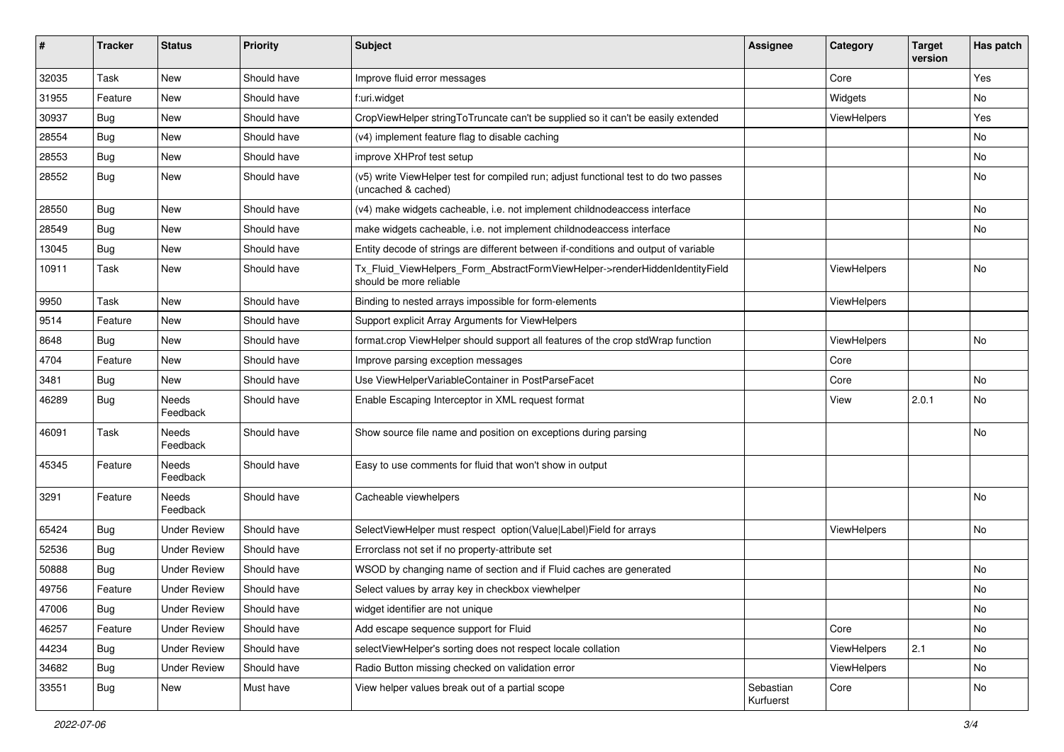| # | Tracker | Status | Priority | Subject | Assignee | Category | Target version | Has patch |
|---|---|---|---|---|---|---|---|---|
| 32035 | Task | New | Should have | Improve fluid error messages | | Core | | Yes |
| 31955 | Feature | New | Should have | f:uri.widget | | Widgets | | No |
| 30937 | Bug | New | Should have | CropViewHelper stringToTruncate can't be supplied so it can't be easily extended | | ViewHelpers | | Yes |
| 28554 | Bug | New | Should have | (v4) implement feature flag to disable caching | | | | No |
| 28553 | Bug | New | Should have | improve XHProf test setup | | | | No |
| 28552 | Bug | New | Should have | (v5) write ViewHelper test for compiled run; adjust functional test to do two passes (uncached & cached) | | | | No |
| 28550 | Bug | New | Should have | (v4) make widgets cacheable, i.e. not implement childnodeaccess interface | | | | No |
| 28549 | Bug | New | Should have | make widgets cacheable, i.e. not implement childnodeaccess interface | | | | No |
| 13045 | Bug | New | Should have | Entity decode of strings are different between if-conditions and output of variable | | | | |
| 10911 | Task | New | Should have | Tx_Fluid_ViewHelpers_Form_AbstractFormViewHelper->renderHiddenIdentityField should be more reliable | | ViewHelpers | | No |
| 9950 | Task | New | Should have | Binding to nested arrays impossible for form-elements | | ViewHelpers | | |
| 9514 | Feature | New | Should have | Support explicit Array Arguments for ViewHelpers | | | | |
| 8648 | Bug | New | Should have | format.crop ViewHelper should support all features of the crop stdWrap function | | ViewHelpers | | No |
| 4704 | Feature | New | Should have | Improve parsing exception messages | | Core | | |
| 3481 | Bug | New | Should have | Use ViewHelperVariableContainer in PostParseFacet | | Core | | No |
| 46289 | Bug | Needs Feedback | Should have | Enable Escaping Interceptor in XML request format | | View | 2.0.1 | No |
| 46091 | Task | Needs Feedback | Should have | Show source file name and position on exceptions during parsing | | | | No |
| 45345 | Feature | Needs Feedback | Should have | Easy to use comments for fluid that won't show in output | | | | |
| 3291 | Feature | Needs Feedback | Should have | Cacheable viewhelpers | | | | No |
| 65424 | Bug | Under Review | Should have | SelectViewHelper must respect option(Value\|Label)Field for arrays | | ViewHelpers | | No |
| 52536 | Bug | Under Review | Should have | Errorclass not set if no property-attribute set | | | | |
| 50888 | Bug | Under Review | Should have | WSOD by changing name of section and if Fluid caches are generated | | | | No |
| 49756 | Feature | Under Review | Should have | Select values by array key in checkbox viewhelper | | | | No |
| 47006 | Bug | Under Review | Should have | widget identifier are not unique | | | | No |
| 46257 | Feature | Under Review | Should have | Add escape sequence support for Fluid | | Core | | No |
| 44234 | Bug | Under Review | Should have | selectViewHelper's sorting does not respect locale collation | | ViewHelpers | 2.1 | No |
| 34682 | Bug | Under Review | Should have | Radio Button missing checked on validation error | | ViewHelpers | | No |
| 33551 | Bug | New | Must have | View helper values break out of a partial scope | Sebastian Kurfuerst | Core | | No |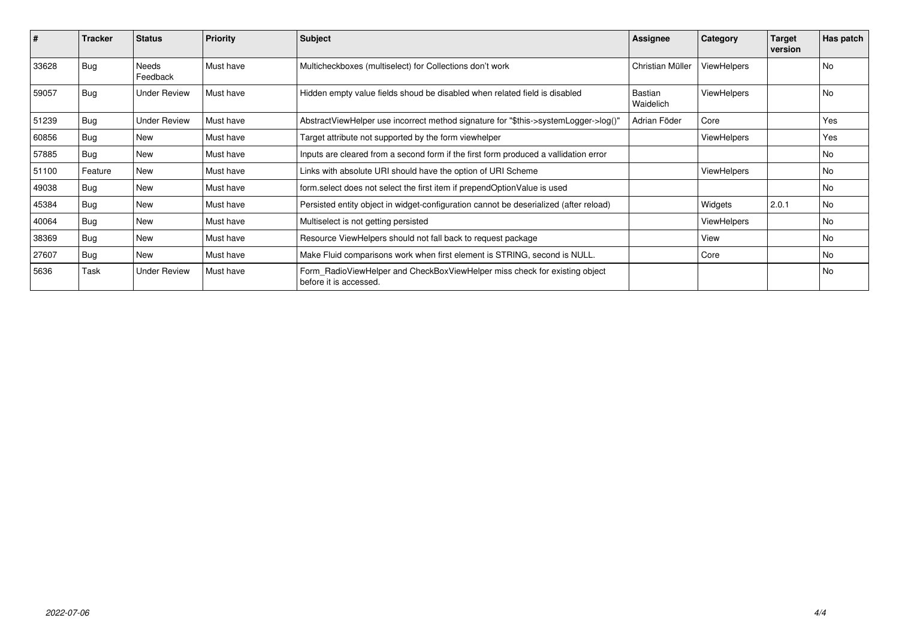| # | Tracker | Status | Priority | Subject | Assignee | Category | Target version | Has patch |
|---|---|---|---|---|---|---|---|---|
| 33628 | Bug | Needs Feedback | Must have | Multicheckboxes (multiselect) for Collections don't work | Christian Müller | ViewHelpers | | No |
| 59057 | Bug | Under Review | Must have | Hidden empty value fields shoud be disabled when related field is disabled | Bastian Waidelich | ViewHelpers | | No |
| 51239 | Bug | Under Review | Must have | AbstractViewHelper use incorrect method signature for "$this->systemLogger->log()" | Adrian Föder | Core | | Yes |
| 60856 | Bug | New | Must have | Target attribute not supported by the form viewhelper | | ViewHelpers | | Yes |
| 57885 | Bug | New | Must have | Inputs are cleared from a second form if the first form produced a vallidation error | | | | No |
| 51100 | Feature | New | Must have | Links with absolute URI should have the option of URI Scheme | | ViewHelpers | | No |
| 49038 | Bug | New | Must have | form.select does not select the first item if prependOptionValue is used | | | | No |
| 45384 | Bug | New | Must have | Persisted entity object in widget-configuration cannot be deserialized (after reload) | | Widgets | 2.0.1 | No |
| 40064 | Bug | New | Must have | Multiselect is not getting persisted | | ViewHelpers | | No |
| 38369 | Bug | New | Must have | Resource ViewHelpers should not fall back to request package | | View | | No |
| 27607 | Bug | New | Must have | Make Fluid comparisons work when first element is STRING, second is NULL. | | Core | | No |
| 5636 | Task | Under Review | Must have | Form_RadioViewHelper and CheckBoxViewHelper miss check for existing object before it is accessed. | | | | No |

*2022-07-06*